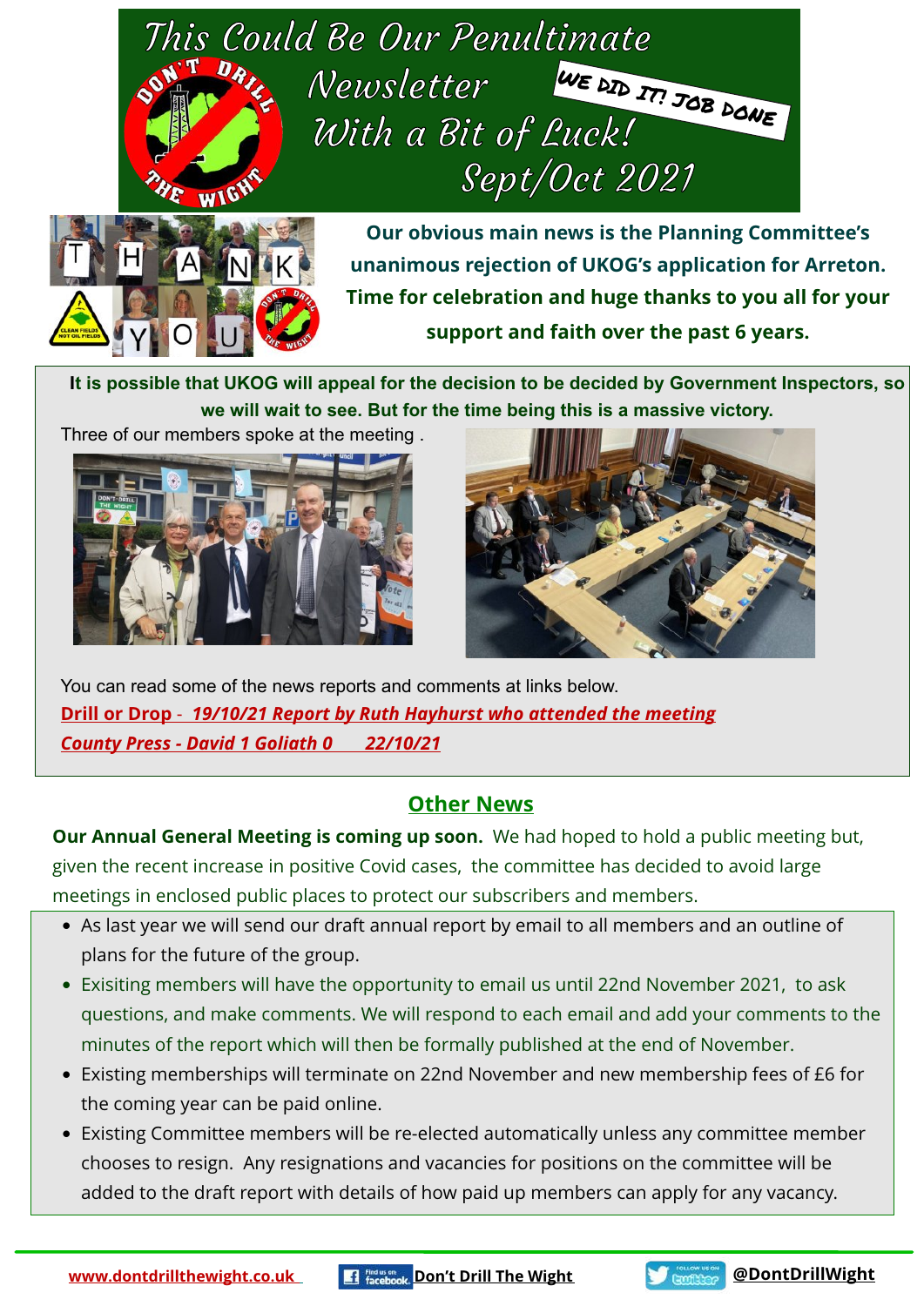# This Could Be Our Penultimate Newsletter With a Bit of Luck!

WE DID IT! JOB DONE

Sept/Oct 2021

**Our obvious main news is the Planning Committee's unanimous rejection of UKOG's application for Arreton. Time for celebration and huge thanks to you all for your support and faith over the past 6 years.**

**It is possible that UKOG will appeal for the decision to be decided by Government Inspectors, so we will wait to see. But for the time being this is a massive victory.**

Three of our members spoke at the meeting .

You can read some of the news reports and comments at links below.

***Drill or Drop - 19/10/21 Report by Ruth Hayhurst who attended the meeting***

***County Press - David 1 Goliath 0 22/10/21***

## Other News

**Our Annual General Meeting is coming up soon.** We had hoped to hold a public meeting but, given the recent increase in positive Covid cases, the committee has decided to avoid large meetings in enclosed public places to protect our subscribers and members.

- As last year we will send our draft annual report by email to all members and an outline of plans for the future of the group.
- Exisiting members will have the opportunity to email us until 22nd November 2021, to ask questions, and make comments. We will respond to each email and add your comments to the minutes of the report which will then be formally published at the end of November.
- Existing memberships will terminate on 22nd November and new membership fees of £6 for the coming year can be paid online.
- Existing Committee members will be re-elected automatically unless any committee member chooses to resign. Any resignations and vacancies for positions on the committee will be added to the draft report with details of how paid up members can apply for any vacancy.

www.dontdrillthewight.co.uk | Don't Drill The Wight | @DontDrillWight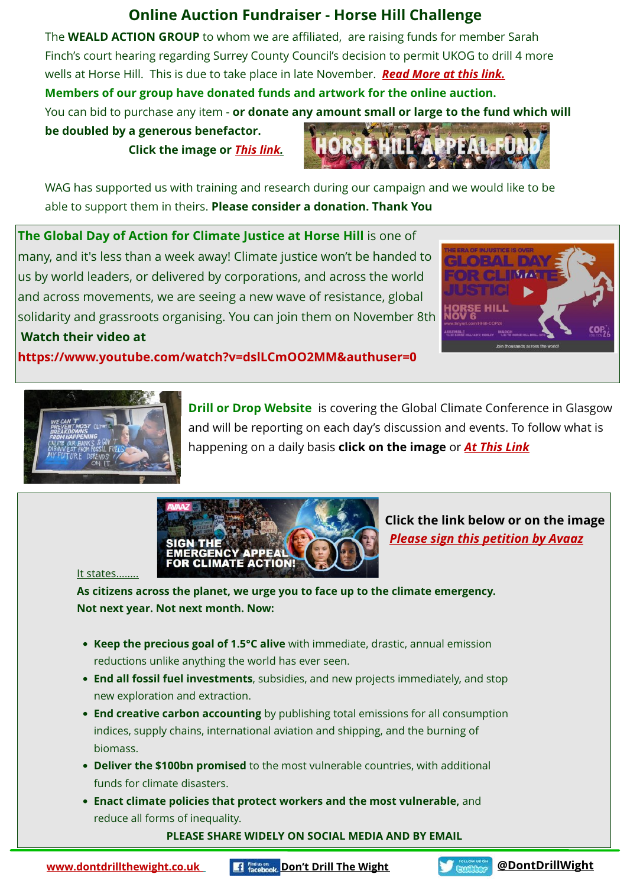## Online Auction Fundraiser - Horse Hill Challenge

The **WEALD ACTION GROUP** to whom we are affiliated, are raising funds for member Sarah Finch's court hearing regarding Surrey County Council's decision to permit UKOG to drill 4 more wells at Horse Hill. This is due to take place in late November. ***Read More at this link.***

**Members of our group have donated funds and artwork for the online auction.**

You can bid to purchase any item - **or donate any amount small or large to the fund which will be doubled by a generous benefactor.**

**Click the image or *This link.***

WAG has supported us with training and research during our campaign and we would like to be able to support them in theirs. **Please consider a donation. Thank You**

**The Global Day of Action for Climate Justice at Horse Hill** is one of many, and it's less than a week away! Climate justice won't be handed to us by world leaders, or delivered by corporations, and across the world and across movements, we are seeing a new wave of resistance, global solidarity and grassroots organising. You can join them on November 8th

**Watch their video at**

**https://www.youtube.com/watch?v=dslLCmOO2MM&authuser=0**

**Drill or Drop Website** is covering the Global Climate Conference in Glasgow and will be reporting on each day's discussion and events. To follow what is happening on a daily basis **click on the image** or ***At This Link***

**Click the link below or on the image**

***Please sign this petition by Avaaz***

It states........

**As citizens across the planet, we urge you to face up to the climate emergency. Not next year. Not next month. Now:**

- **Keep the precious goal of 1.5°C alive** with immediate, drastic, annual emission reductions unlike anything the world has ever seen.
- **End all fossil fuel investments**, subsidies, and new projects immediately, and stop new exploration and extraction.
- **End creative carbon accounting** by publishing total emissions for all consumption indices, supply chains, international aviation and shipping, and the burning of biomass.
- **Deliver the $100bn promised** to the most vulnerable countries, with additional funds for climate disasters.
- **Enact climate policies that protect workers and the most vulnerable,** and reduce all forms of inequality.

**PLEASE SHARE WIDELY ON SOCIAL MEDIA AND BY EMAIL**

**www.dontdrillthewight.co.uk** | **Don't Drill The Wight** | **@DontDrillWight**